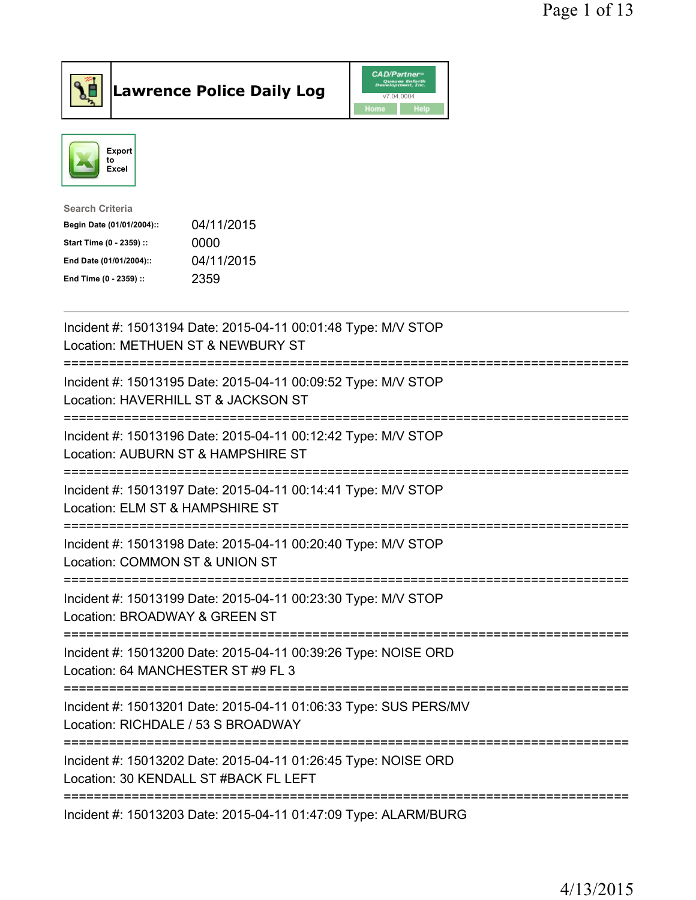# Lawrence Police Daily Log

Export to Excel

Search Criteria

| | |
|---|---|
| **Begin Date (01/01/2004)::** | 04/11/2015 |
| **Start Time (0 - 2359) ::** | 0000 |
| **End Date (01/01/2004)::** | 04/11/2015 |
| **End Time (0 - 2359) ::** | 2359 |

---

Incident #: 15013194 Date: 2015-04-11 00:01:48 Type: M/V STOP
Location: METHUEN ST & NEWBURY ST

===========================================================================

Incident #: 15013195 Date: 2015-04-11 00:09:52 Type: M/V STOP
Location: HAVERHILL ST & JACKSON ST

===========================================================================

Incident #: 15013196 Date: 2015-04-11 00:12:42 Type: M/V STOP
Location: AUBURN ST & HAMPSHIRE ST

===========================================================================

Incident #: 15013197 Date: 2015-04-11 00:14:41 Type: M/V STOP
Location: ELM ST & HAMPSHIRE ST

===========================================================================

Incident #: 15013198 Date: 2015-04-11 00:20:40 Type: M/V STOP
Location: COMMON ST & UNION ST

===========================================================================

Incident #: 15013199 Date: 2015-04-11 00:23:30 Type: M/V STOP
Location: BROADWAY & GREEN ST

===========================================================================

Incident #: 15013200 Date: 2015-04-11 00:39:26 Type: NOISE ORD
Location: 64 MANCHESTER ST #9 FL 3

===========================================================================

Incident #: 15013201 Date: 2015-04-11 01:06:33 Type: SUS PERS/MV
Location: RICHDALE / 53 S BROADWAY

===========================================================================

Incident #: 15013202 Date: 2015-04-11 01:26:45 Type: NOISE ORD
Location: 30 KENDALL ST #BACK FL LEFT

===========================================================================

Incident #: 15013203 Date: 2015-04-11 01:47:09 Type: ALARM/BURG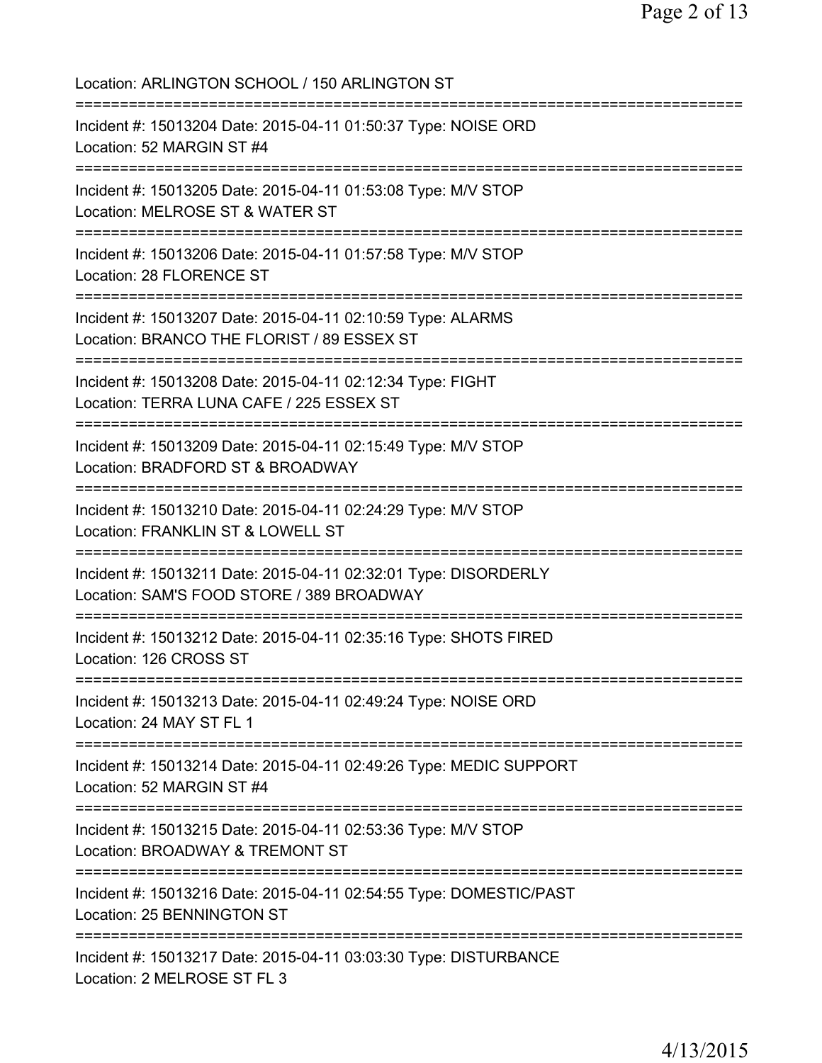Location: ARLINGTON SCHOOL / 150 ARLINGTON ST

===========================================================================

Incident #: 15013204 Date: 2015-04-11 01:50:37 Type: NOISE ORD
Location: 52 MARGIN ST #4

===========================================================================

Incident #: 15013205 Date: 2015-04-11 01:53:08 Type: M/V STOP
Location: MELROSE ST & WATER ST

===========================================================================

Incident #: 15013206 Date: 2015-04-11 01:57:58 Type: M/V STOP
Location: 28 FLORENCE ST

===========================================================================

Incident #: 15013207 Date: 2015-04-11 02:10:59 Type: ALARMS
Location: BRANCO THE FLORIST / 89 ESSEX ST

===========================================================================

Incident #: 15013208 Date: 2015-04-11 02:12:34 Type: FIGHT
Location: TERRA LUNA CAFE / 225 ESSEX ST

===========================================================================

Incident #: 15013209 Date: 2015-04-11 02:15:49 Type: M/V STOP
Location: BRADFORD ST & BROADWAY

===========================================================================

Incident #: 15013210 Date: 2015-04-11 02:24:29 Type: M/V STOP
Location: FRANKLIN ST & LOWELL ST

===========================================================================

Incident #: 15013211 Date: 2015-04-11 02:32:01 Type: DISORDERLY
Location: SAM'S FOOD STORE / 389 BROADWAY

===========================================================================

Incident #: 15013212 Date: 2015-04-11 02:35:16 Type: SHOTS FIRED
Location: 126 CROSS ST

===========================================================================

Incident #: 15013213 Date: 2015-04-11 02:49:24 Type: NOISE ORD
Location: 24 MAY ST FL 1

===========================================================================

Incident #: 15013214 Date: 2015-04-11 02:49:26 Type: MEDIC SUPPORT
Location: 52 MARGIN ST #4

===========================================================================

Incident #: 15013215 Date: 2015-04-11 02:53:36 Type: M/V STOP
Location: BROADWAY & TREMONT ST

===========================================================================

Incident #: 15013216 Date: 2015-04-11 02:54:55 Type: DOMESTIC/PAST
Location: 25 BENNINGTON ST

===========================================================================

Incident #: 15013217 Date: 2015-04-11 03:03:30 Type: DISTURBANCE
Location: 2 MELROSE ST FL 3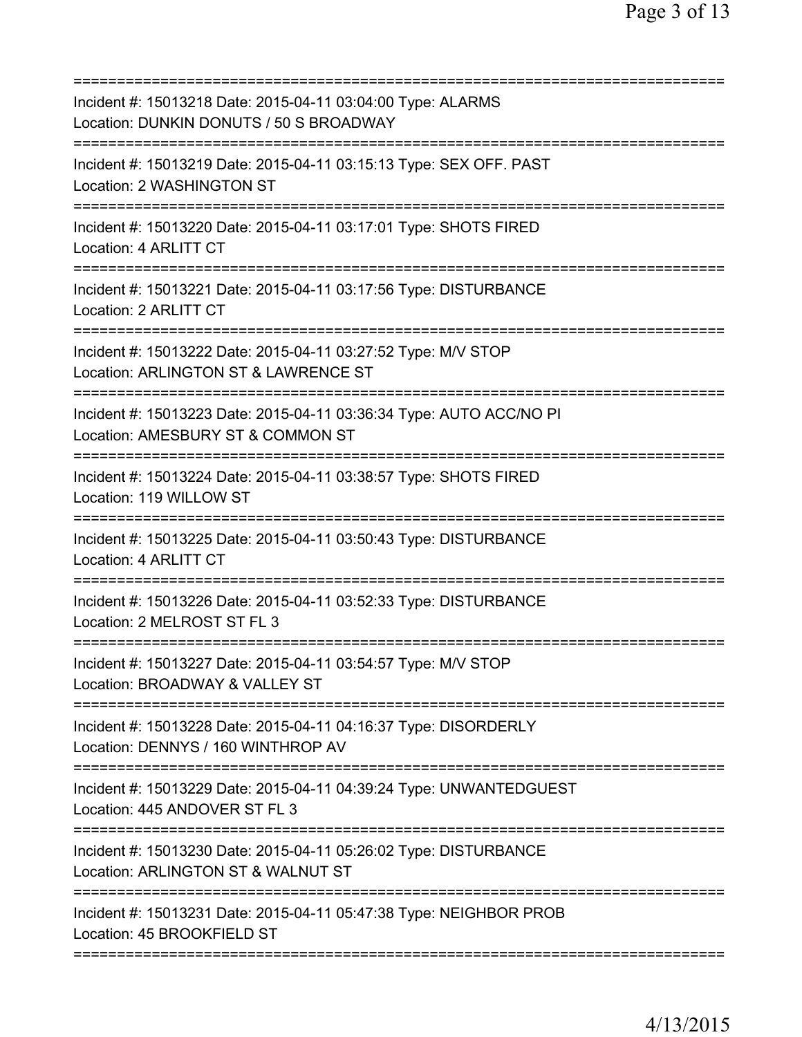==============================================================================
Incident #: 15013218 Date: 2015-04-11 03:04:00 Type: ALARMS
Location: DUNKIN DONUTS / 50 S BROADWAY
==============================================================================
Incident #: 15013219 Date: 2015-04-11 03:15:13 Type: SEX OFF. PAST
Location: 2 WASHINGTON ST
==============================================================================
Incident #: 15013220 Date: 2015-04-11 03:17:01 Type: SHOTS FIRED
Location: 4 ARLITT CT
==============================================================================
Incident #: 15013221 Date: 2015-04-11 03:17:56 Type: DISTURBANCE
Location: 2 ARLITT CT
==============================================================================
Incident #: 15013222 Date: 2015-04-11 03:27:52 Type: M/V STOP
Location: ARLINGTON ST & LAWRENCE ST
==============================================================================
Incident #: 15013223 Date: 2015-04-11 03:36:34 Type: AUTO ACC/NO PI
Location: AMESBURY ST & COMMON ST
==============================================================================
Incident #: 15013224 Date: 2015-04-11 03:38:57 Type: SHOTS FIRED
Location: 119 WILLOW ST
==============================================================================
Incident #: 15013225 Date: 2015-04-11 03:50:43 Type: DISTURBANCE
Location: 4 ARLITT CT
==============================================================================
Incident #: 15013226 Date: 2015-04-11 03:52:33 Type: DISTURBANCE
Location: 2 MELROST ST FL 3
==============================================================================
Incident #: 15013227 Date: 2015-04-11 03:54:57 Type: M/V STOP
Location: BROADWAY & VALLEY ST
==============================================================================
Incident #: 15013228 Date: 2015-04-11 04:16:37 Type: DISORDERLY
Location: DENNYS / 160 WINTHROP AV
==============================================================================
Incident #: 15013229 Date: 2015-04-11 04:39:24 Type: UNWANTEDGUEST
Location: 445 ANDOVER ST FL 3
==============================================================================
Incident #: 15013230 Date: 2015-04-11 05:26:02 Type: DISTURBANCE
Location: ARLINGTON ST & WALNUT ST
==============================================================================
Incident #: 15013231 Date: 2015-04-11 05:47:38 Type: NEIGHBOR PROB
Location: 45 BROOKFIELD ST
==============================================================================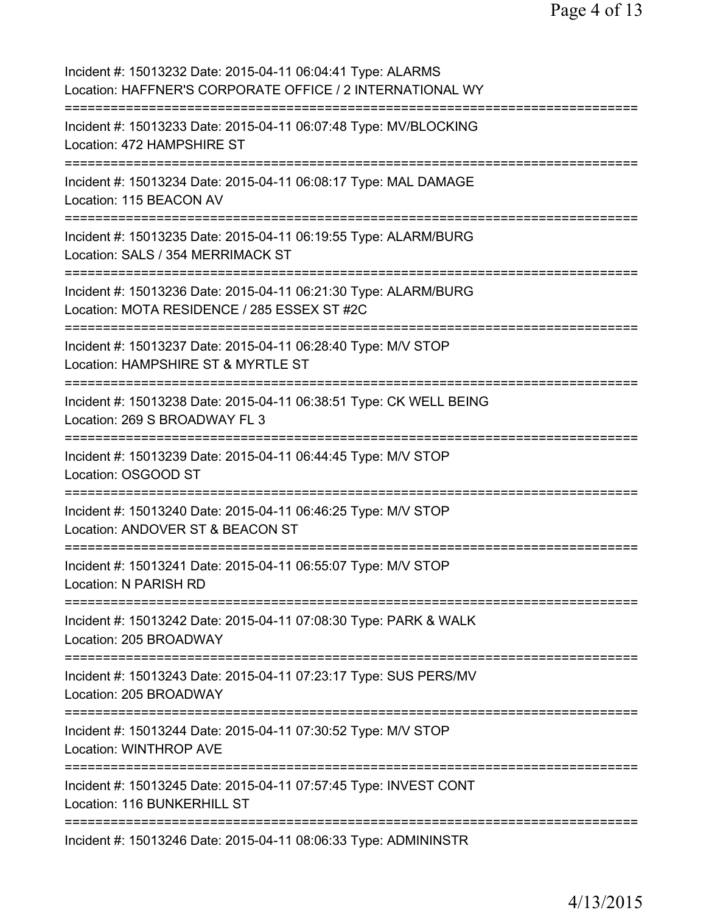Incident #: 15013232 Date: 2015-04-11 06:04:41 Type: ALARMS
Location: HAFFNER'S CORPORATE OFFICE / 2 INTERNATIONAL WY

===========================================================================

Incident #: 15013233 Date: 2015-04-11 06:07:48 Type: MV/BLOCKING
Location: 472 HAMPSHIRE ST

===========================================================================

Incident #: 15013234 Date: 2015-04-11 06:08:17 Type: MAL DAMAGE
Location: 115 BEACON AV

===========================================================================

Incident #: 15013235 Date: 2015-04-11 06:19:55 Type: ALARM/BURG
Location: SALS / 354 MERRIMACK ST

===========================================================================

Incident #: 15013236 Date: 2015-04-11 06:21:30 Type: ALARM/BURG
Location: MOTA RESIDENCE / 285 ESSEX ST #2C

===========================================================================

Incident #: 15013237 Date: 2015-04-11 06:28:40 Type: M/V STOP
Location: HAMPSHIRE ST & MYRTLE ST

===========================================================================

Incident #: 15013238 Date: 2015-04-11 06:38:51 Type: CK WELL BEING
Location: 269 S BROADWAY FL 3

===========================================================================

Incident #: 15013239 Date: 2015-04-11 06:44:45 Type: M/V STOP
Location: OSGOOD ST

===========================================================================

Incident #: 15013240 Date: 2015-04-11 06:46:25 Type: M/V STOP
Location: ANDOVER ST & BEACON ST

===========================================================================

Incident #: 15013241 Date: 2015-04-11 06:55:07 Type: M/V STOP
Location: N PARISH RD

===========================================================================

Incident #: 15013242 Date: 2015-04-11 07:08:30 Type: PARK & WALK
Location: 205 BROADWAY

===========================================================================

Incident #: 15013243 Date: 2015-04-11 07:23:17 Type: SUS PERS/MV
Location: 205 BROADWAY

===========================================================================

Incident #: 15013244 Date: 2015-04-11 07:30:52 Type: M/V STOP
Location: WINTHROP AVE

===========================================================================

Incident #: 15013245 Date: 2015-04-11 07:57:45 Type: INVEST CONT
Location: 116 BUNKERHILL ST

===========================================================================

Incident #: 15013246 Date: 2015-04-11 08:06:33 Type: ADMININSTR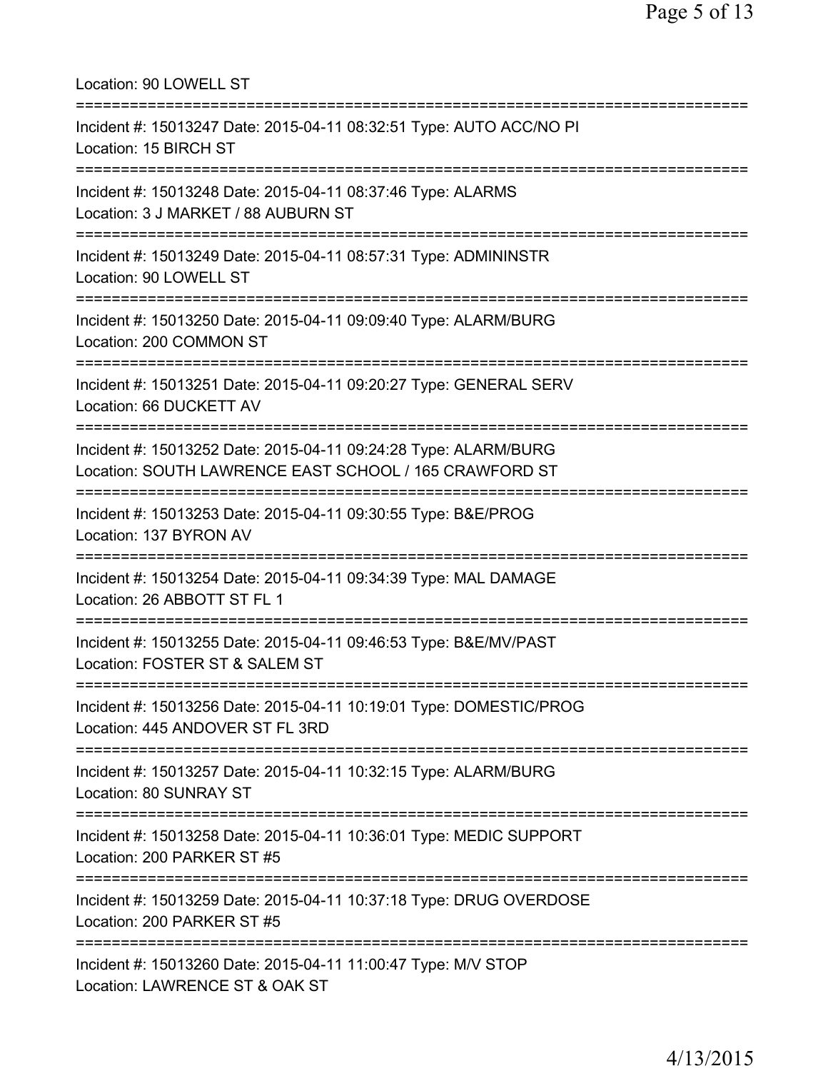Location: 90 LOWELL ST

===========================================================================

Incident #: 15013247 Date: 2015-04-11 08:32:51 Type: AUTO ACC/NO PI
Location: 15 BIRCH ST

===========================================================================

Incident #: 15013248 Date: 2015-04-11 08:37:46 Type: ALARMS
Location: 3 J MARKET / 88 AUBURN ST

===========================================================================

Incident #: 15013249 Date: 2015-04-11 08:57:31 Type: ADMININSTR
Location: 90 LOWELL ST

===========================================================================

Incident #: 15013250 Date: 2015-04-11 09:09:40 Type: ALARM/BURG
Location: 200 COMMON ST

===========================================================================

Incident #: 15013251 Date: 2015-04-11 09:20:27 Type: GENERAL SERV
Location: 66 DUCKETT AV

===========================================================================

Incident #: 15013252 Date: 2015-04-11 09:24:28 Type: ALARM/BURG
Location: SOUTH LAWRENCE EAST SCHOOL / 165 CRAWFORD ST

===========================================================================

Incident #: 15013253 Date: 2015-04-11 09:30:55 Type: B&E/PROG
Location: 137 BYRON AV

===========================================================================

Incident #: 15013254 Date: 2015-04-11 09:34:39 Type: MAL DAMAGE
Location: 26 ABBOTT ST FL 1

===========================================================================

Incident #: 15013255 Date: 2015-04-11 09:46:53 Type: B&E/MV/PAST
Location: FOSTER ST & SALEM ST

===========================================================================

Incident #: 15013256 Date: 2015-04-11 10:19:01 Type: DOMESTIC/PROG
Location: 445 ANDOVER ST FL 3RD

===========================================================================

Incident #: 15013257 Date: 2015-04-11 10:32:15 Type: ALARM/BURG
Location: 80 SUNRAY ST

===========================================================================

Incident #: 15013258 Date: 2015-04-11 10:36:01 Type: MEDIC SUPPORT
Location: 200 PARKER ST #5

===========================================================================

Incident #: 15013259 Date: 2015-04-11 10:37:18 Type: DRUG OVERDOSE
Location: 200 PARKER ST #5

===========================================================================

Incident #: 15013260 Date: 2015-04-11 11:00:47 Type: M/V STOP
Location: LAWRENCE ST & OAK ST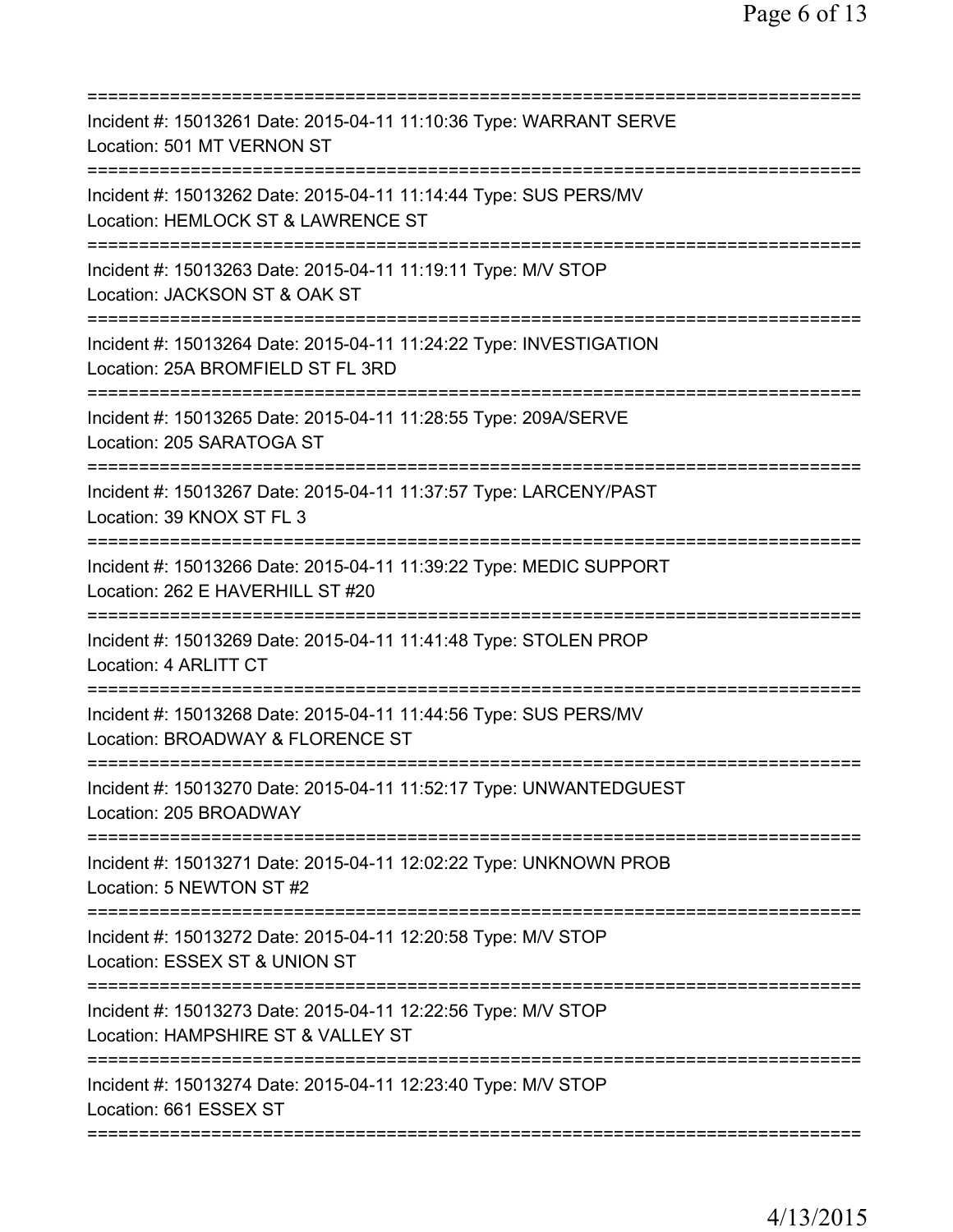===========================================================================
Incident #: 15013261 Date: 2015-04-11 11:10:36 Type: WARRANT SERVE
Location: 501 MT VERNON ST
===========================================================================
Incident #: 15013262 Date: 2015-04-11 11:14:44 Type: SUS PERS/MV
Location: HEMLOCK ST & LAWRENCE ST
===========================================================================
Incident #: 15013263 Date: 2015-04-11 11:19:11 Type: M/V STOP
Location: JACKSON ST & OAK ST
===========================================================================
Incident #: 15013264 Date: 2015-04-11 11:24:22 Type: INVESTIGATION
Location: 25A BROMFIELD ST FL 3RD
===========================================================================
Incident #: 15013265 Date: 2015-04-11 11:28:55 Type: 209A/SERVE
Location: 205 SARATOGA ST
===========================================================================
Incident #: 15013267 Date: 2015-04-11 11:37:57 Type: LARCENY/PAST
Location: 39 KNOX ST FL 3
===========================================================================
Incident #: 15013266 Date: 2015-04-11 11:39:22 Type: MEDIC SUPPORT
Location: 262 E HAVERHILL ST #20
===========================================================================
Incident #: 15013269 Date: 2015-04-11 11:41:48 Type: STOLEN PROP
Location: 4 ARLITT CT
===========================================================================
Incident #: 15013268 Date: 2015-04-11 11:44:56 Type: SUS PERS/MV
Location: BROADWAY & FLORENCE ST
===========================================================================
Incident #: 15013270 Date: 2015-04-11 11:52:17 Type: UNWANTEDGUEST
Location: 205 BROADWAY
===========================================================================
Incident #: 15013271 Date: 2015-04-11 12:02:22 Type: UNKNOWN PROB
Location: 5 NEWTON ST #2
===========================================================================
Incident #: 15013272 Date: 2015-04-11 12:20:58 Type: M/V STOP
Location: ESSEX ST & UNION ST
===========================================================================
Incident #: 15013273 Date: 2015-04-11 12:22:56 Type: M/V STOP
Location: HAMPSHIRE ST & VALLEY ST
===========================================================================
Incident #: 15013274 Date: 2015-04-11 12:23:40 Type: M/V STOP
Location: 661 ESSEX ST
===========================================================================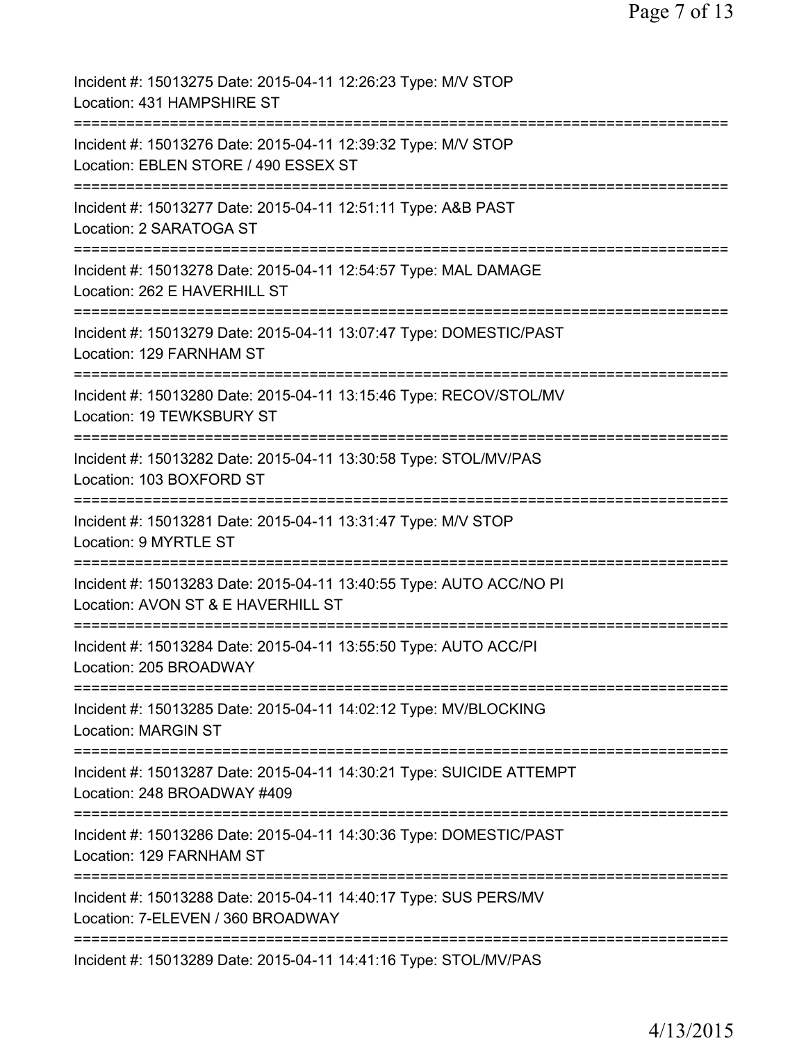Incident #: 15013275 Date: 2015-04-11 12:26:23 Type: M/V STOP
Location: 431 HAMPSHIRE ST
===========================================================================
Incident #: 15013276 Date: 2015-04-11 12:39:32 Type: M/V STOP
Location: EBLEN STORE / 490 ESSEX ST
===========================================================================
Incident #: 15013277 Date: 2015-04-11 12:51:11 Type: A&B PAST
Location: 2 SARATOGA ST
===========================================================================
Incident #: 15013278 Date: 2015-04-11 12:54:57 Type: MAL DAMAGE
Location: 262 E HAVERHILL ST
===========================================================================
Incident #: 15013279 Date: 2015-04-11 13:07:47 Type: DOMESTIC/PAST
Location: 129 FARNHAM ST
===========================================================================
Incident #: 15013280 Date: 2015-04-11 13:15:46 Type: RECOV/STOL/MV
Location: 19 TEWKSBURY ST
===========================================================================
Incident #: 15013282 Date: 2015-04-11 13:30:58 Type: STOL/MV/PAS
Location: 103 BOXFORD ST
===========================================================================
Incident #: 15013281 Date: 2015-04-11 13:31:47 Type: M/V STOP
Location: 9 MYRTLE ST
===========================================================================
Incident #: 15013283 Date: 2015-04-11 13:40:55 Type: AUTO ACC/NO PI
Location: AVON ST & E HAVERHILL ST
===========================================================================
Incident #: 15013284 Date: 2015-04-11 13:55:50 Type: AUTO ACC/PI
Location: 205 BROADWAY
===========================================================================
Incident #: 15013285 Date: 2015-04-11 14:02:12 Type: MV/BLOCKING
Location: MARGIN ST
===========================================================================
Incident #: 15013287 Date: 2015-04-11 14:30:21 Type: SUICIDE ATTEMPT
Location: 248 BROADWAY #409
===========================================================================
Incident #: 15013286 Date: 2015-04-11 14:30:36 Type: DOMESTIC/PAST
Location: 129 FARNHAM ST
===========================================================================
Incident #: 15013288 Date: 2015-04-11 14:40:17 Type: SUS PERS/MV
Location: 7-ELEVEN / 360 BROADWAY
===========================================================================
Incident #: 15013289 Date: 2015-04-11 14:41:16 Type: STOL/MV/PAS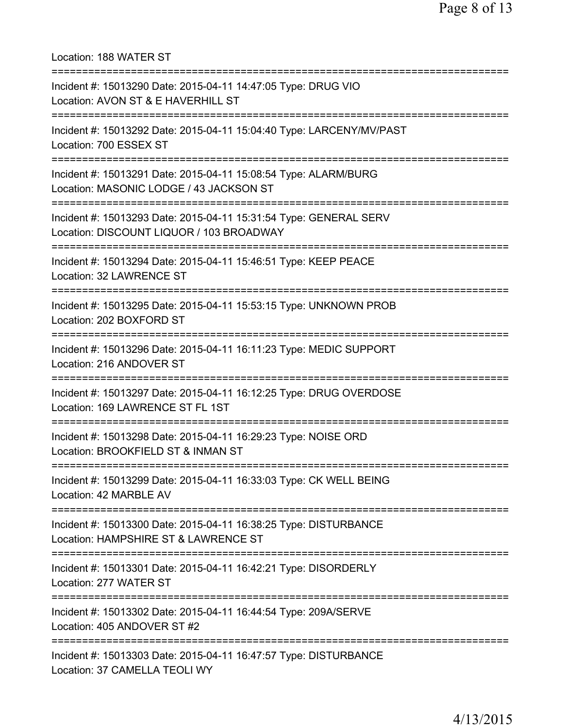Location: 188 WATER ST

===========================================================================

Incident #: 15013290 Date: 2015-04-11 14:47:05 Type: DRUG VIO
Location: AVON ST & E HAVERHILL ST

===========================================================================

Incident #: 15013292 Date: 2015-04-11 15:04:40 Type: LARCENY/MV/PAST
Location: 700 ESSEX ST

===========================================================================

Incident #: 15013291 Date: 2015-04-11 15:08:54 Type: ALARM/BURG
Location: MASONIC LODGE / 43 JACKSON ST

===========================================================================

Incident #: 15013293 Date: 2015-04-11 15:31:54 Type: GENERAL SERV
Location: DISCOUNT LIQUOR / 103 BROADWAY

===========================================================================

Incident #: 15013294 Date: 2015-04-11 15:46:51 Type: KEEP PEACE
Location: 32 LAWRENCE ST

===========================================================================

Incident #: 15013295 Date: 2015-04-11 15:53:15 Type: UNKNOWN PROB
Location: 202 BOXFORD ST

===========================================================================

Incident #: 15013296 Date: 2015-04-11 16:11:23 Type: MEDIC SUPPORT
Location: 216 ANDOVER ST

===========================================================================

Incident #: 15013297 Date: 2015-04-11 16:12:25 Type: DRUG OVERDOSE
Location: 169 LAWRENCE ST FL 1ST

===========================================================================

Incident #: 15013298 Date: 2015-04-11 16:29:23 Type: NOISE ORD
Location: BROOKFIELD ST & INMAN ST

===========================================================================

Incident #: 15013299 Date: 2015-04-11 16:33:03 Type: CK WELL BEING
Location: 42 MARBLE AV

===========================================================================

Incident #: 15013300 Date: 2015-04-11 16:38:25 Type: DISTURBANCE
Location: HAMPSHIRE ST & LAWRENCE ST

===========================================================================

Incident #: 15013301 Date: 2015-04-11 16:42:21 Type: DISORDERLY
Location: 277 WATER ST

===========================================================================

Incident #: 15013302 Date: 2015-04-11 16:44:54 Type: 209A/SERVE
Location: 405 ANDOVER ST #2

===========================================================================

Incident #: 15013303 Date: 2015-04-11 16:47:57 Type: DISTURBANCE
Location: 37 CAMELLA TEOLI WY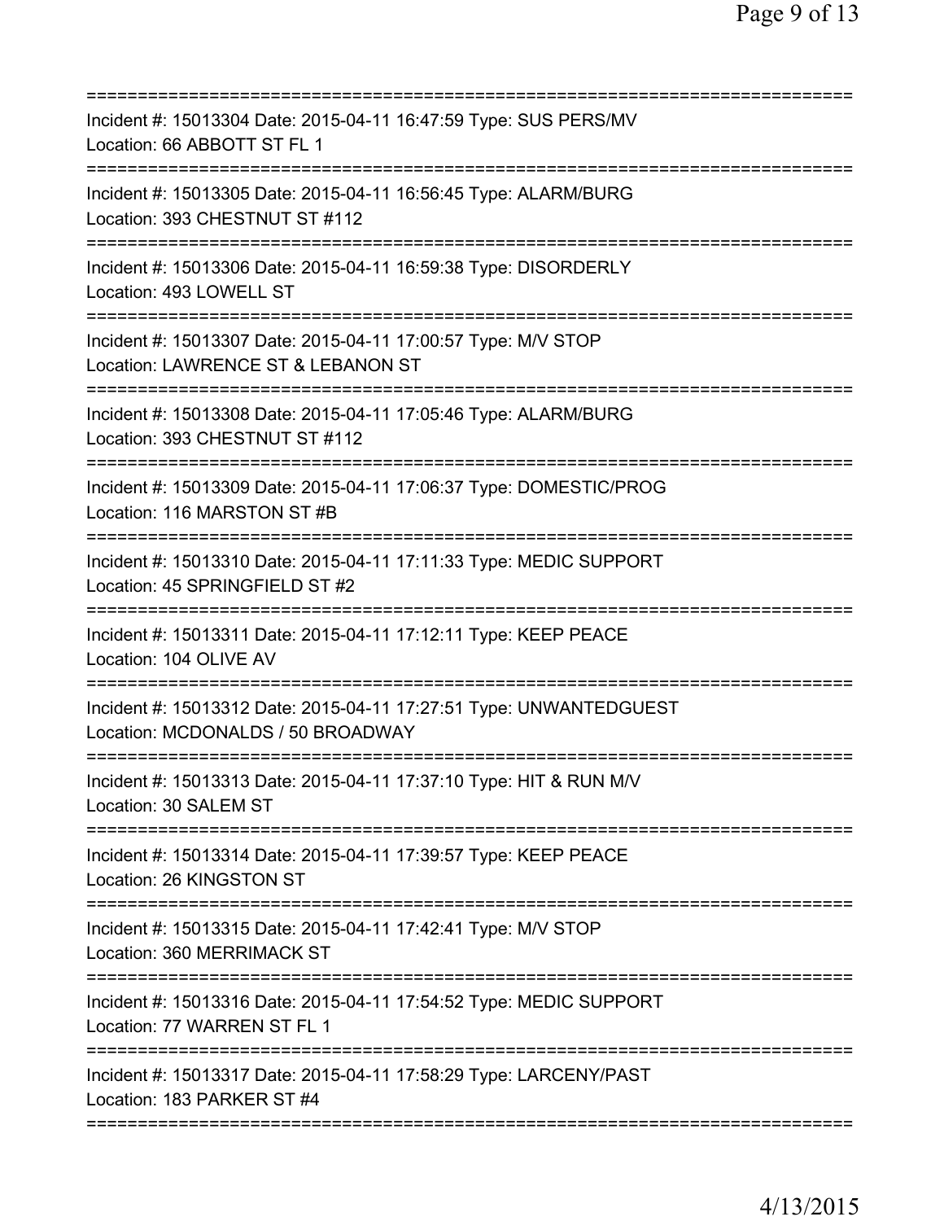===========================================================================
Incident #: 15013304 Date: 2015-04-11 16:47:59 Type: SUS PERS/MV
Location: 66 ABBOTT ST FL 1
===========================================================================
Incident #: 15013305 Date: 2015-04-11 16:56:45 Type: ALARM/BURG
Location: 393 CHESTNUT ST #112
===========================================================================
Incident #: 15013306 Date: 2015-04-11 16:59:38 Type: DISORDERLY
Location: 493 LOWELL ST
===========================================================================
Incident #: 15013307 Date: 2015-04-11 17:00:57 Type: M/V STOP
Location: LAWRENCE ST & LEBANON ST
===========================================================================
Incident #: 15013308 Date: 2015-04-11 17:05:46 Type: ALARM/BURG
Location: 393 CHESTNUT ST #112
===========================================================================
Incident #: 15013309 Date: 2015-04-11 17:06:37 Type: DOMESTIC/PROG
Location: 116 MARSTON ST #B
===========================================================================
Incident #: 15013310 Date: 2015-04-11 17:11:33 Type: MEDIC SUPPORT
Location: 45 SPRINGFIELD ST #2
===========================================================================
Incident #: 15013311 Date: 2015-04-11 17:12:11 Type: KEEP PEACE
Location: 104 OLIVE AV
===========================================================================
Incident #: 15013312 Date: 2015-04-11 17:27:51 Type: UNWANTEDGUEST
Location: MCDONALDS / 50 BROADWAY
===========================================================================
Incident #: 15013313 Date: 2015-04-11 17:37:10 Type: HIT & RUN M/V
Location: 30 SALEM ST
===========================================================================
Incident #: 15013314 Date: 2015-04-11 17:39:57 Type: KEEP PEACE
Location: 26 KINGSTON ST
===========================================================================
Incident #: 15013315 Date: 2015-04-11 17:42:41 Type: M/V STOP
Location: 360 MERRIMACK ST
===========================================================================
Incident #: 15013316 Date: 2015-04-11 17:54:52 Type: MEDIC SUPPORT
Location: 77 WARREN ST FL 1
===========================================================================
Incident #: 15013317 Date: 2015-04-11 17:58:29 Type: LARCENY/PAST
Location: 183 PARKER ST #4
===========================================================================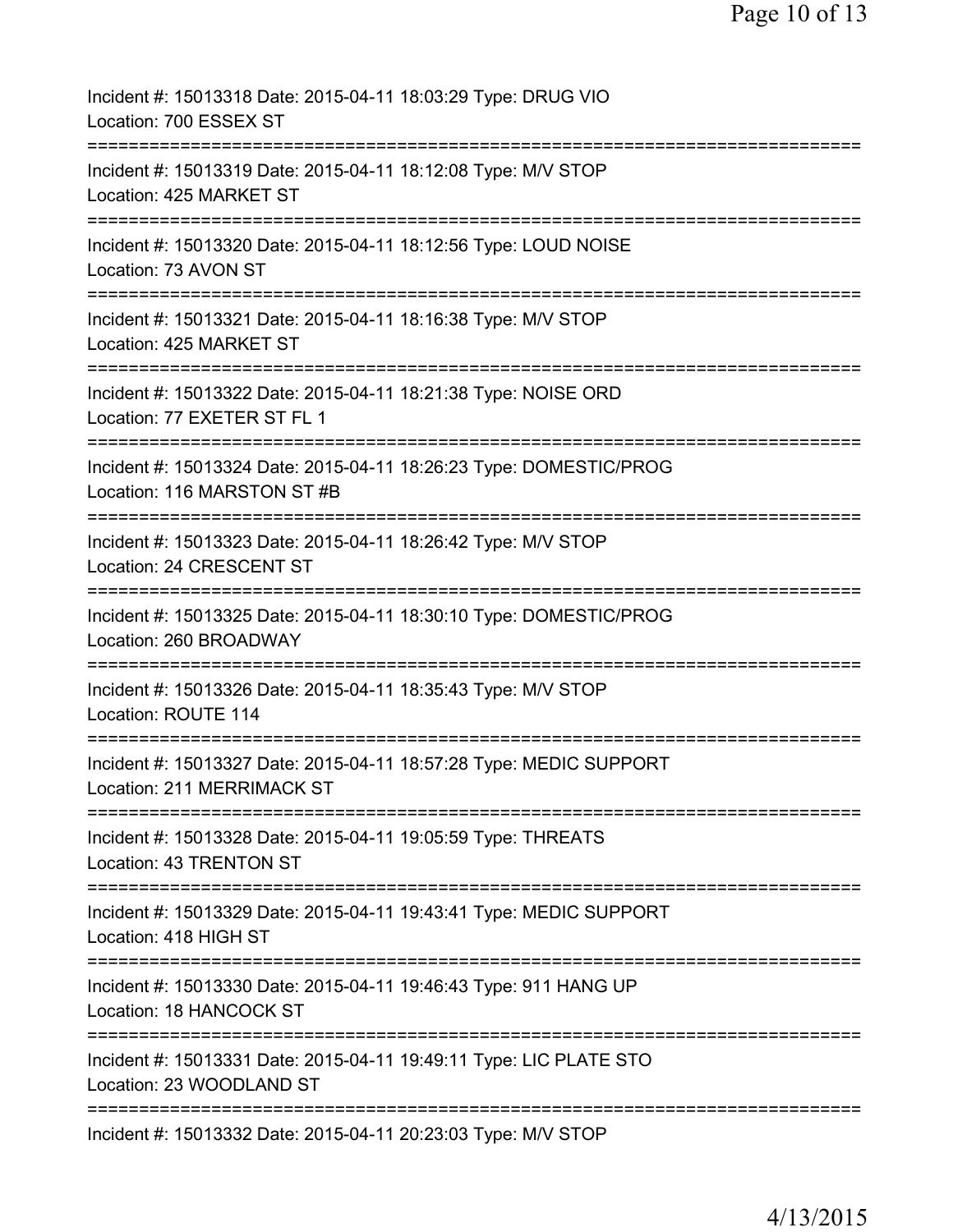Incident #: 15013318 Date: 2015-04-11 18:03:29 Type: DRUG VIO
Location: 700 ESSEX ST

===========================================================================

Incident #: 15013319 Date: 2015-04-11 18:12:08 Type: M/V STOP
Location: 425 MARKET ST

===========================================================================

Incident #: 15013320 Date: 2015-04-11 18:12:56 Type: LOUD NOISE
Location: 73 AVON ST

===========================================================================

Incident #: 15013321 Date: 2015-04-11 18:16:38 Type: M/V STOP
Location: 425 MARKET ST

===========================================================================

Incident #: 15013322 Date: 2015-04-11 18:21:38 Type: NOISE ORD
Location: 77 EXETER ST FL 1

===========================================================================

Incident #: 15013324 Date: 2015-04-11 18:26:23 Type: DOMESTIC/PROG
Location: 116 MARSTON ST #B

===========================================================================

Incident #: 15013323 Date: 2015-04-11 18:26:42 Type: M/V STOP
Location: 24 CRESCENT ST

===========================================================================

Incident #: 15013325 Date: 2015-04-11 18:30:10 Type: DOMESTIC/PROG
Location: 260 BROADWAY

===========================================================================

Incident #: 15013326 Date: 2015-04-11 18:35:43 Type: M/V STOP
Location: ROUTE 114

===========================================================================

Incident #: 15013327 Date: 2015-04-11 18:57:28 Type: MEDIC SUPPORT
Location: 211 MERRIMACK ST

===========================================================================

Incident #: 15013328 Date: 2015-04-11 19:05:59 Type: THREATS
Location: 43 TRENTON ST

===========================================================================

Incident #: 15013329 Date: 2015-04-11 19:43:41 Type: MEDIC SUPPORT
Location: 418 HIGH ST

===========================================================================

Incident #: 15013330 Date: 2015-04-11 19:46:43 Type: 911 HANG UP
Location: 18 HANCOCK ST

===========================================================================

Incident #: 15013331 Date: 2015-04-11 19:49:11 Type: LIC PLATE STO
Location: 23 WOODLAND ST

===========================================================================

Incident #: 15013332 Date: 2015-04-11 20:23:03 Type: M/V STOP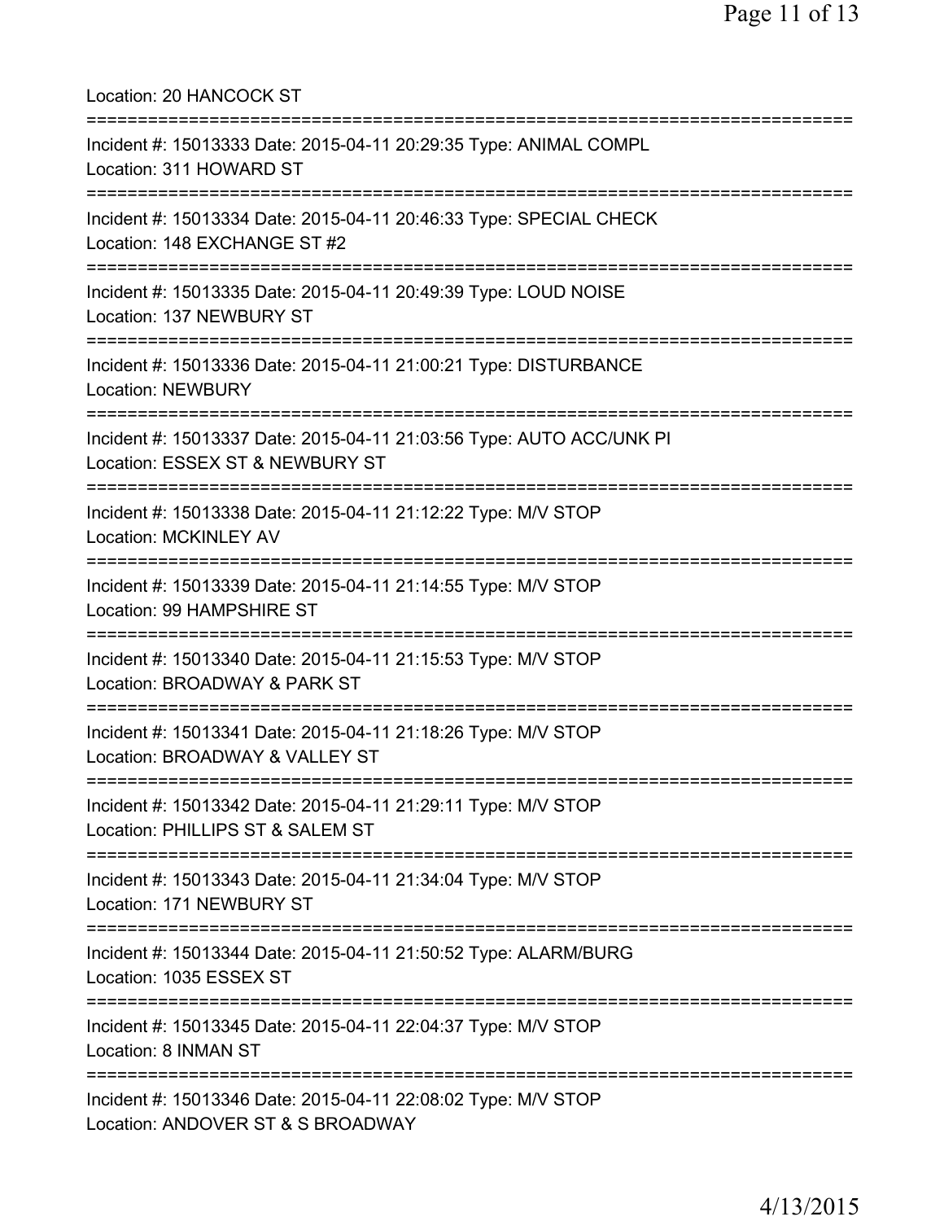Location: 20 HANCOCK ST

===========================================================================

Incident #: 15013333 Date: 2015-04-11 20:29:35 Type: ANIMAL COMPL
Location: 311 HOWARD ST

===========================================================================

Incident #: 15013334 Date: 2015-04-11 20:46:33 Type: SPECIAL CHECK
Location: 148 EXCHANGE ST #2

===========================================================================

Incident #: 15013335 Date: 2015-04-11 20:49:39 Type: LOUD NOISE
Location: 137 NEWBURY ST

===========================================================================

Incident #: 15013336 Date: 2015-04-11 21:00:21 Type: DISTURBANCE
Location: NEWBURY

===========================================================================

Incident #: 15013337 Date: 2015-04-11 21:03:56 Type: AUTO ACC/UNK PI
Location: ESSEX ST & NEWBURY ST

===========================================================================

Incident #: 15013338 Date: 2015-04-11 21:12:22 Type: M/V STOP
Location: MCKINLEY AV

===========================================================================

Incident #: 15013339 Date: 2015-04-11 21:14:55 Type: M/V STOP
Location: 99 HAMPSHIRE ST

===========================================================================

Incident #: 15013340 Date: 2015-04-11 21:15:53 Type: M/V STOP
Location: BROADWAY & PARK ST

===========================================================================

Incident #: 15013341 Date: 2015-04-11 21:18:26 Type: M/V STOP
Location: BROADWAY & VALLEY ST

===========================================================================

Incident #: 15013342 Date: 2015-04-11 21:29:11 Type: M/V STOP
Location: PHILLIPS ST & SALEM ST

===========================================================================

Incident #: 15013343 Date: 2015-04-11 21:34:04 Type: M/V STOP
Location: 171 NEWBURY ST

===========================================================================

Incident #: 15013344 Date: 2015-04-11 21:50:52 Type: ALARM/BURG
Location: 1035 ESSEX ST

===========================================================================

Incident #: 15013345 Date: 2015-04-11 22:04:37 Type: M/V STOP
Location: 8 INMAN ST

===========================================================================

Incident #: 15013346 Date: 2015-04-11 22:08:02 Type: M/V STOP
Location: ANDOVER ST & S BROADWAY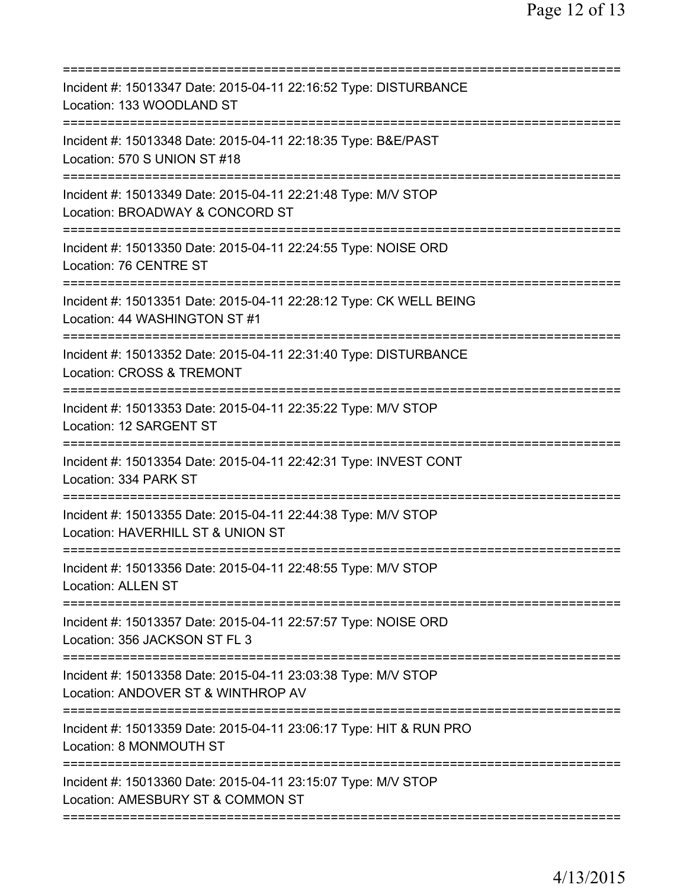===========================================================================
Incident #: 15013347 Date: 2015-04-11 22:16:52 Type: DISTURBANCE
Location: 133 WOODLAND ST
===========================================================================
Incident #: 15013348 Date: 2015-04-11 22:18:35 Type: B&E/PAST
Location: 570 S UNION ST #18
===========================================================================
Incident #: 15013349 Date: 2015-04-11 22:21:48 Type: M/V STOP
Location: BROADWAY & CONCORD ST
===========================================================================
Incident #: 15013350 Date: 2015-04-11 22:24:55 Type: NOISE ORD
Location: 76 CENTRE ST
===========================================================================
Incident #: 15013351 Date: 2015-04-11 22:28:12 Type: CK WELL BEING
Location: 44 WASHINGTON ST #1
===========================================================================
Incident #: 15013352 Date: 2015-04-11 22:31:40 Type: DISTURBANCE
Location: CROSS & TREMONT
===========================================================================
Incident #: 15013353 Date: 2015-04-11 22:35:22 Type: M/V STOP
Location: 12 SARGENT ST
===========================================================================
Incident #: 15013354 Date: 2015-04-11 22:42:31 Type: INVEST CONT
Location: 334 PARK ST
===========================================================================
Incident #: 15013355 Date: 2015-04-11 22:44:38 Type: M/V STOP
Location: HAVERHILL ST & UNION ST
===========================================================================
Incident #: 15013356 Date: 2015-04-11 22:48:55 Type: M/V STOP
Location: ALLEN ST
===========================================================================
Incident #: 15013357 Date: 2015-04-11 22:57:57 Type: NOISE ORD
Location: 356 JACKSON ST FL 3
===========================================================================
Incident #: 15013358 Date: 2015-04-11 23:03:38 Type: M/V STOP
Location: ANDOVER ST & WINTHROP AV
===========================================================================
Incident #: 15013359 Date: 2015-04-11 23:06:17 Type: HIT & RUN PRO
Location: 8 MONMOUTH ST
===========================================================================
Incident #: 15013360 Date: 2015-04-11 23:15:07 Type: M/V STOP
Location: AMESBURY ST & COMMON ST
===========================================================================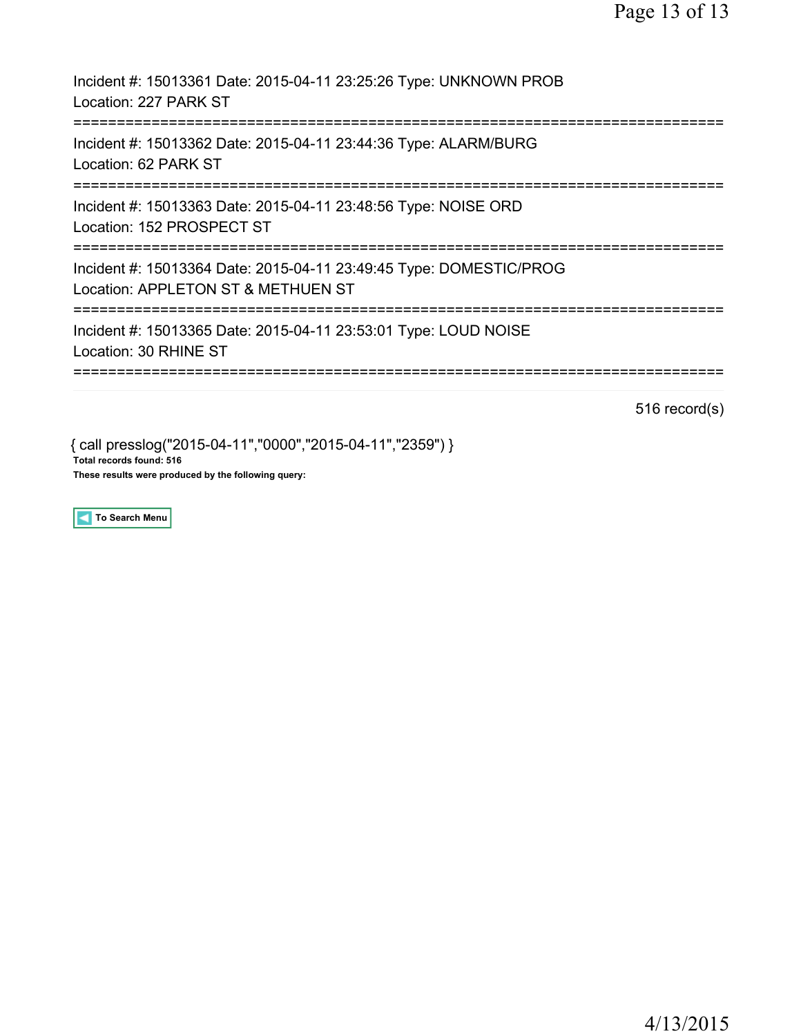Incident #: 15013361 Date: 2015-04-11 23:25:26 Type: UNKNOWN PROB
Location: 227 PARK ST

===========================================================================

Incident #: 15013362 Date: 2015-04-11 23:44:36 Type: ALARM/BURG
Location: 62 PARK ST

===========================================================================

Incident #: 15013363 Date: 2015-04-11 23:48:56 Type: NOISE ORD
Location: 152 PROSPECT ST

===========================================================================

Incident #: 15013364 Date: 2015-04-11 23:49:45 Type: DOMESTIC/PROG
Location: APPLETON ST & METHUEN ST

===========================================================================

Incident #: 15013365 Date: 2015-04-11 23:53:01 Type: LOUD NOISE
Location: 30 RHINE ST

===========================================================================

516 record(s)

{ call presslog("2015-04-11","0000","2015-04-11","2359") }

**Total records found: 516**

**These results were produced by the following query:**

**To Search Menu**